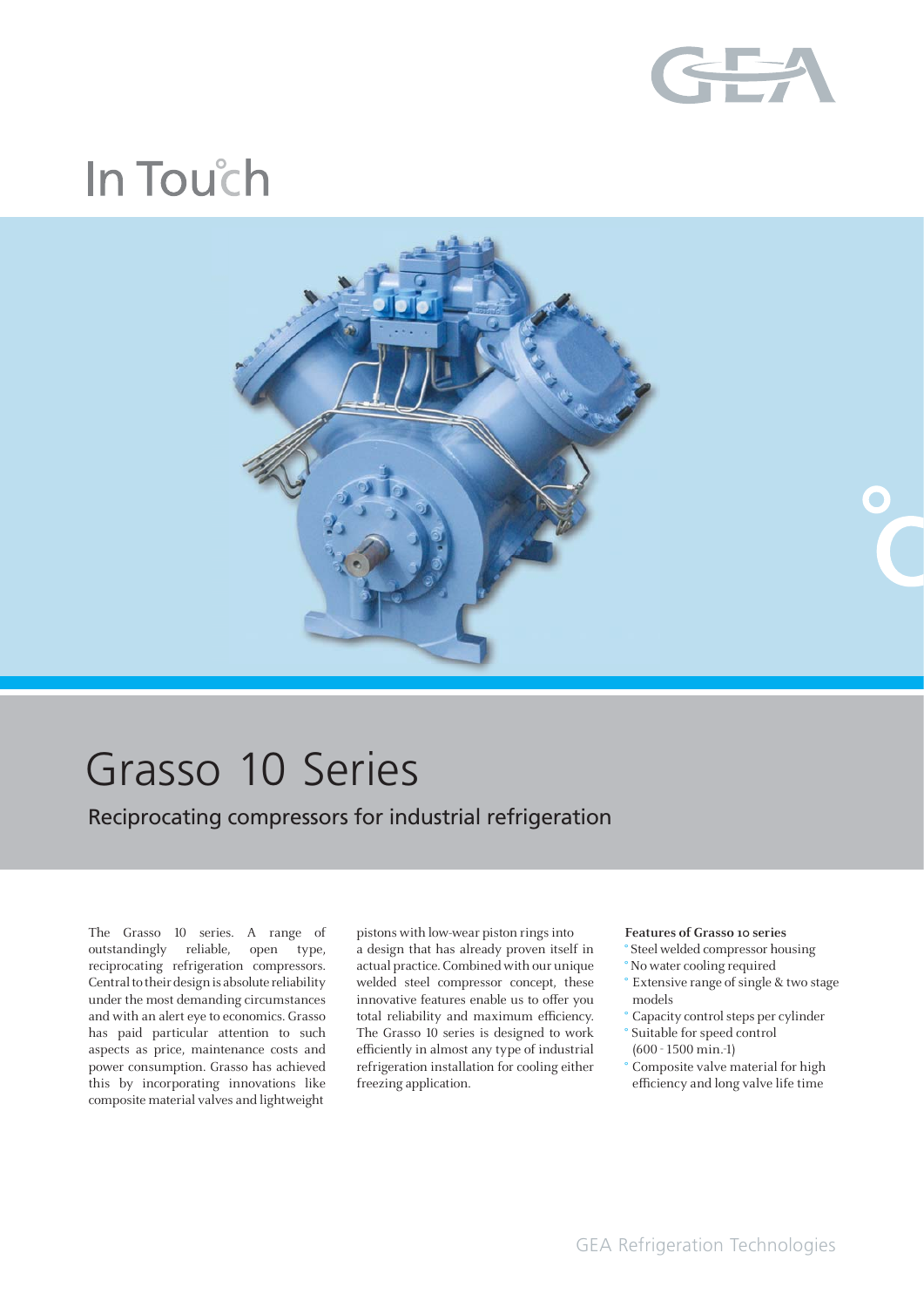# In Touch

# Grasso 10 Series

## Reciprocating compressors for industrial refrigeration

The Grasso 10 series. A range of outstandingly reliable, open type, reciprocating refrigeration compressors. Central to their design is absolute reliability under the most demanding circumstances and with an alert eye to economics. Grasso has paid particular attention to such aspects as price, maintenance costs and power consumption. Grasso has achieved this by incorporating innovations like composite material valves and lightweight pistons with low-wear piston rings into a design that has already proven itself in actual practice. Combined with our unique welded steel compressor concept, these innovative features enable us to offer you total reliability and maximum efficiency. The Grasso 10 series is designed to work efficiently in almost any type of industrial refrigeration installation for cooling either freezing application.

**Features of Grasso 10 series**

- Steel welded compressor housing
- No water cooling required
- Extensive range of single & two stage models
- Capacity control steps per cylinder
- Suitable for speed control (600 - 1500 min.-1)
- Composite valve material for high efficiency and long valve life time

GEA Refrigeration Technologies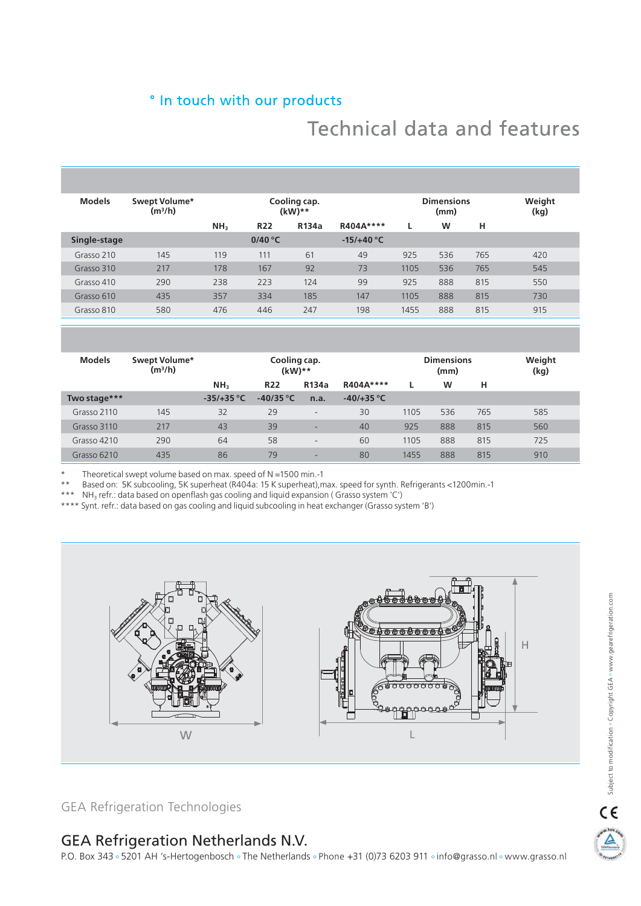° In touch with our products

# Technical data and features

| Models | Swept Volume* ($m^3/h$) | Cooling cap. (kW)** | | | | Dimensions (mm) | | | Weight (kg) |
|---|---|---|---|---|---|---|---|---|---|
| | | $NH_3$ | R22 | R134a | R404A**** | L | W | H | |
| **Single-stage** | | | **0/40 °C** | | **-15/+40 °C** | | | | |
| Grasso 210 | 145 | 119 | 111 | 61 | 49 | 925 | 536 | 765 | 420 |
| Grasso 310 | 217 | 178 | 167 | 92 | 73 | 1105 | 536 | 765 | 545 |
| Grasso 410 | 290 | 238 | 223 | 124 | 99 | 925 | 888 | 815 | 550 |
| Grasso 610 | 435 | 357 | 334 | 185 | 147 | 1105 | 888 | 815 | 730 |
| Grasso 810 | 580 | 476 | 446 | 247 | 198 | 1455 | 888 | 815 | 915 |

| Models | Swept Volume* ($m^3/h$) | Cooling cap. (kW)** | | | | Dimensions (mm) | | | Weight (kg) |
|---|---|---|---|---|---|---|---|---|---|
| | | $NH_3$ | R22 | R134a | R404A**** | L | W | H | |
| **Two stage*** ** | | **-35/+35 °C** | **-40/35 °C** | **n.a.** | **-40/+35 °C** | | | | |
| Grasso 2110 | 145 | 32 | 29 | - | 30 | 1105 | 536 | 765 | 585 |
| Grasso 3110 | 217 | 43 | 39 | - | 40 | 925 | 888 | 815 | 560 |
| Grasso 4210 | 290 | 64 | 58 | - | 60 | 1105 | 888 | 815 | 725 |
| Grasso 6210 | 435 | 86 | 79 | - | 80 | 1455 | 888 | 815 | 910 |

\* Theoretical swept volume based on max. speed of N =1500 min.-1

** Based on: 5K subcooling, 5K superheat (R404a: 15 K superheat),max. speed for synth. Refrigerants <1200min.-1

*** $NH_3$ refr.: data based on openflash gas cooling and liquid expansion ( Grasso system 'C')

**** Synt. refr.: data based on gas cooling and liquid subcooling in heat exchanger (Grasso system 'B')

W

L

H

GEA Refrigeration Technologies

## GEA Refrigeration Netherlands N.V.

P.O. Box 343 ◦ 5201 AH 's-Hertogenbosch ◦ The Netherlands ◦ Phone +31 (0)73 6203 911 ◦ info@grasso.nl ◦ www.grasso.nl

Subject to modification ◦ Copyright GEA ◦ www.gearefrigeration.com